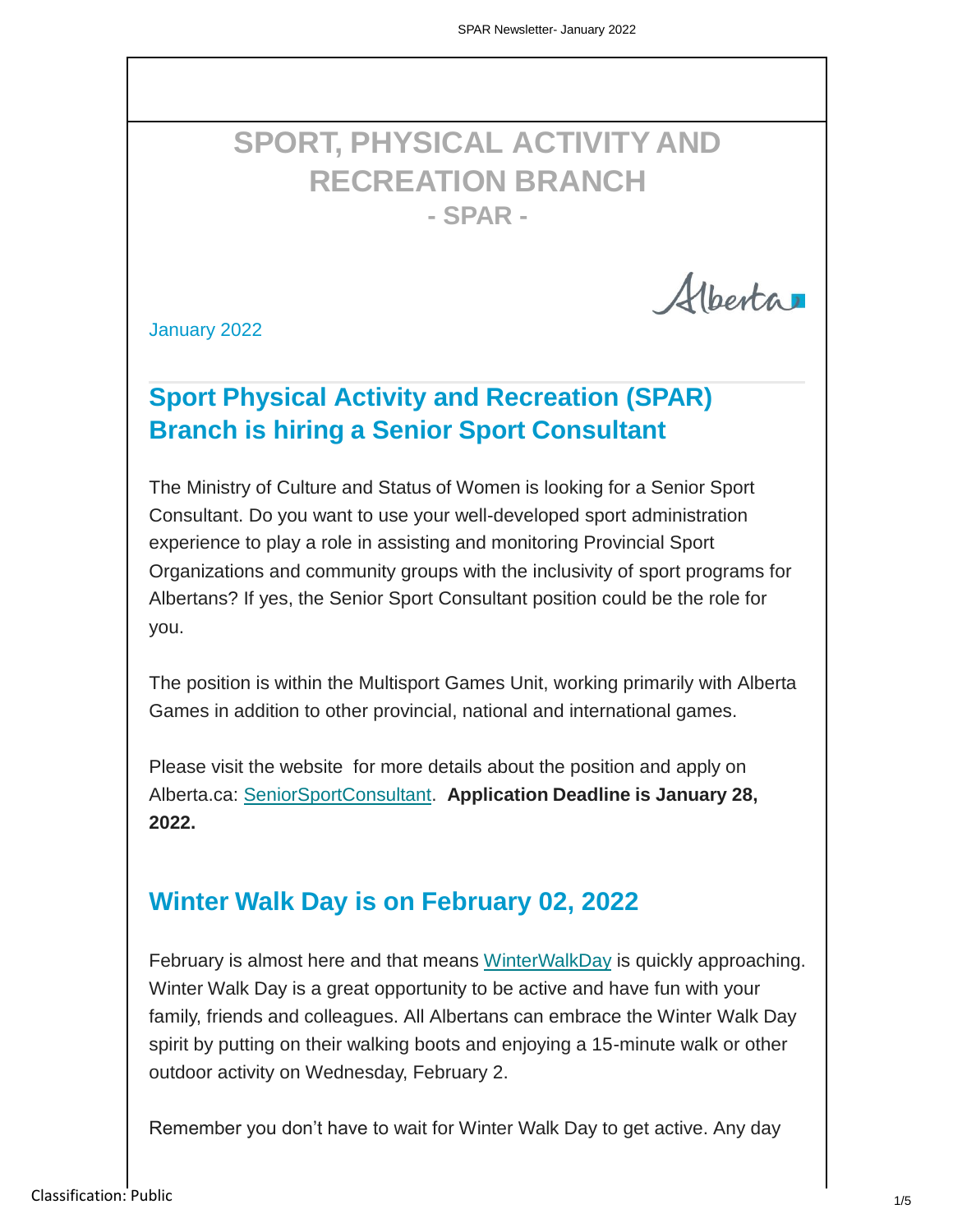# SPORT, PHYSICAL ACTIVITY AND RECREATION BRANCH

## - SPAR -

Alberta

January 2022

## Sport Physical Activity and Recreation (SPAR) Branch is hiring a Senior Sport Consultant

The Ministry of Culture and Status of Women is looking for a Senior Sport Consultant. Do you want to use your well-developed sport administration experience to play a role in assisting and monitoring Provincial Sport Organizations and community groups with the inclusivity of sport programs for Albertans? If yes, the Senior Sport Consultant position could be the role for you.

The position is within the Multisport Games Unit, working primarily with Alberta Games in addition to other provincial, national and international games.

Please visit the website for more details about the position and apply on Alberta.ca: SeniorSportConsultant. **Application Deadline is January 28, 2022.**

## Winter Walk Day is on February 02, 2022

February is almost here and that means WinterWalkDay is quickly approaching. Winter Walk Day is a great opportunity to be active and have fun with your family, friends and colleagues. All Albertans can embrace the Winter Walk Day spirit by putting on their walking boots and enjoying a 15-minute walk or other outdoor activity on Wednesday, February 2.

Remember you don't have to wait for Winter Walk Day to get active. Any day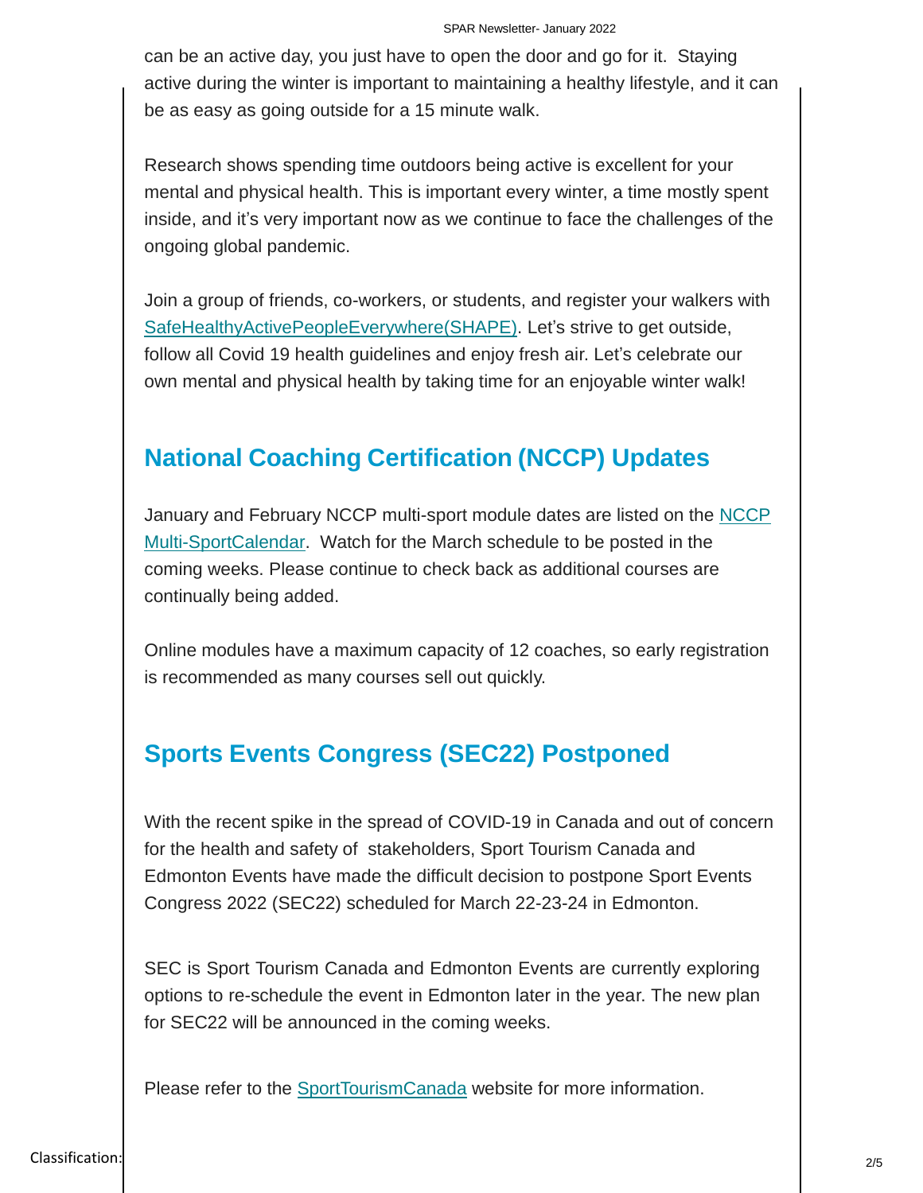can be an active day, you just have to open the door and go for it.  Staying active during the winter is important to maintaining a healthy lifestyle, and it can be as easy as going outside for a 15 minute walk.

Research shows spending time outdoors being active is excellent for your mental and physical health. This is important every winter, a time mostly spent inside, and it's very important now as we continue to face the challenges of the ongoing global pandemic.

Join a group of friends, co-workers, or students, and register your walkers with SafeHealthyActivePeopleEverywhere(SHAPE). Let's strive to get outside, follow all Covid 19 health guidelines and enjoy fresh air. Let's celebrate our own mental and physical health by taking time for an enjoyable winter walk!

## National Coaching Certification (NCCP) Updates

January and February NCCP multi-sport module dates are listed on the NCCP Multi-SportCalendar.  Watch for the March schedule to be posted in the coming weeks. Please continue to check back as additional courses are continually being added.

Online modules have a maximum capacity of 12 coaches, so early registration is recommended as many courses sell out quickly.

## Sports Events Congress (SEC22) Postponed

With the recent spike in the spread of COVID-19 in Canada and out of concern for the health and safety of  stakeholders, Sport Tourism Canada and Edmonton Events have made the difficult decision to postpone Sport Events Congress 2022 (SEC22) scheduled for March 22-23-24 in Edmonton.

SEC is Sport Tourism Canada and Edmonton Events are currently exploring options to re-schedule the event in Edmonton later in the year. The new plan for SEC22 will be announced in the coming weeks.

Please refer to the SportTourismCanada website for more information.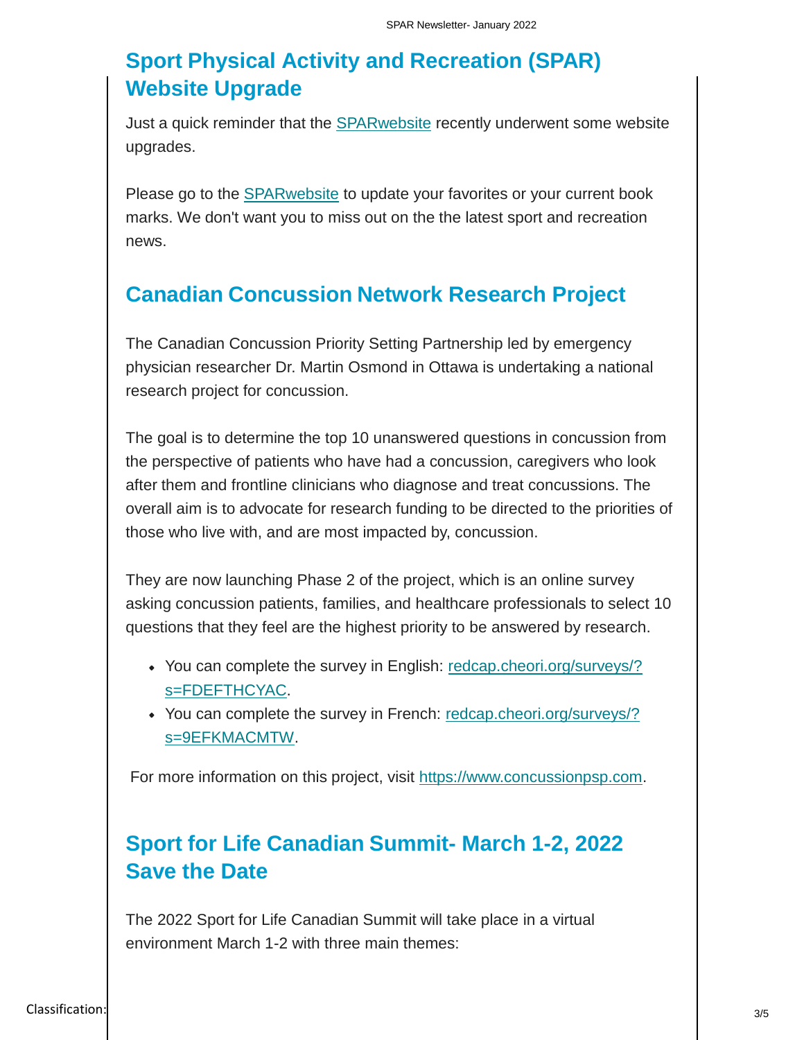## Sport Physical Activity and Recreation (SPAR) Website Upgrade

Just a quick reminder that the [SPARwebsite] recently underwent some website upgrades.

Please go to the [SPARwebsite] to update your favorites or your current book marks. We don't want you to miss out on the the latest sport and recreation news.

## Canadian Concussion Network Research Project

The Canadian Concussion Priority Setting Partnership led by emergency physician researcher Dr. Martin Osmond in Ottawa is undertaking a national research project for concussion.

The goal is to determine the top 10 unanswered questions in concussion from the perspective of patients who have had a concussion, caregivers who look after them and frontline clinicians who diagnose and treat concussions. The overall aim is to advocate for research funding to be directed to the priorities of those who live with, and are most impacted by, concussion.

They are now launching Phase 2 of the project, which is an online survey asking concussion patients, families, and healthcare professionals to select 10 questions that they feel are the highest priority to be answered by research.

- You can complete the survey in English: redcap.cheori.org/surveys/?s=FDEFTHCYAC.
- You can complete the survey in French: redcap.cheori.org/surveys/?s=9EFKMACMTW.

For more information on this project, visit https://www.concussionpsp.com.

## Sport for Life Canadian Summit- March 1-2, 2022 Save the Date

The 2022 Sport for Life Canadian Summit will take place in a virtual environment March 1-2 with three main themes: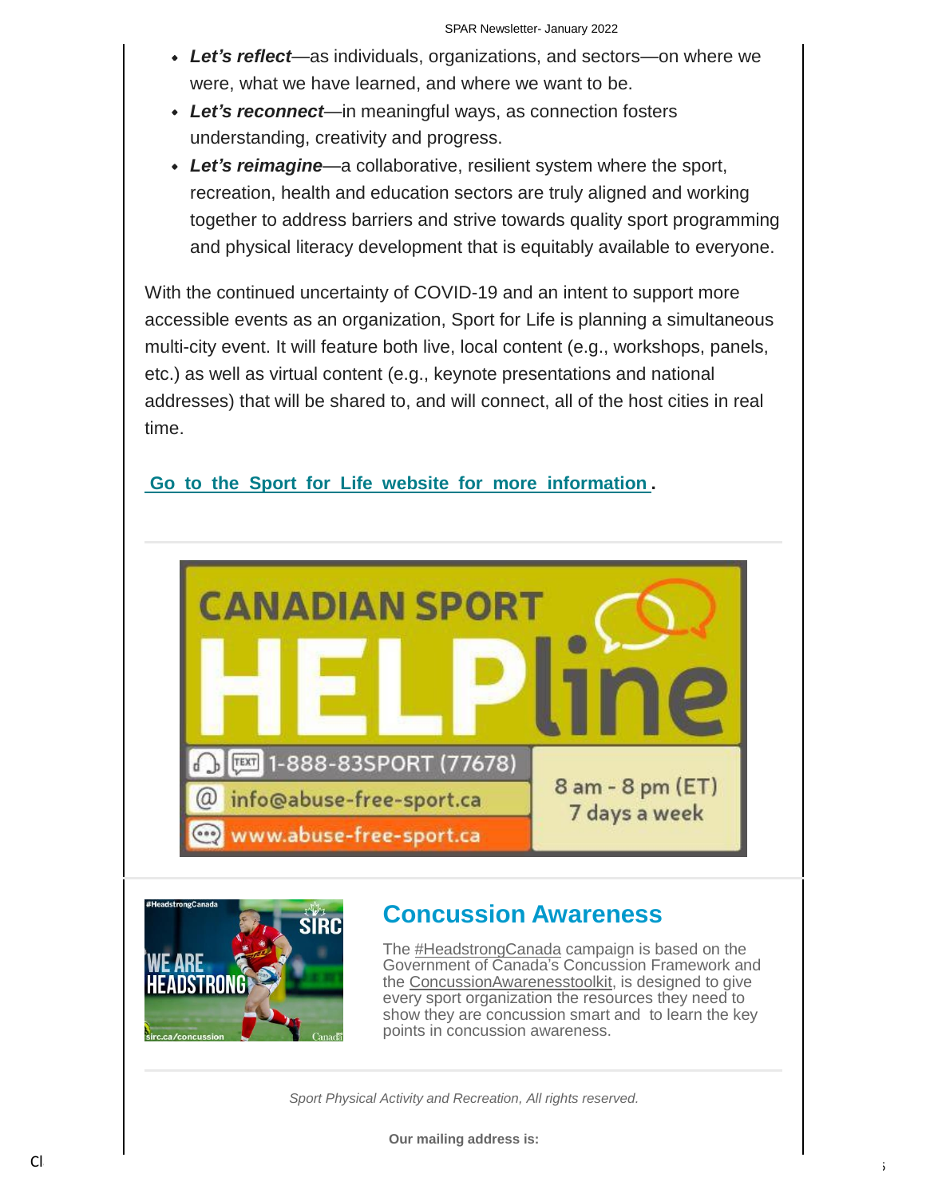- ***Let's reflect***—as individuals, organizations, and sectors—on where we were, what we have learned, and where we want to be.
- ***Let's reconnect***—in meaningful ways, as connection fosters understanding, creativity and progress.
- ***Let's reimagine***—a collaborative, resilient system where the sport, recreation, health and education sectors are truly aligned and working together to address barriers and strive towards quality sport programming and physical literacy development that is equitably available to everyone.

With the continued uncertainty of COVID-19 and an intent to support more accessible events as an organization, Sport for Life is planning a simultaneous multi-city event. It will feature both live, local content (e.g., workshops, panels, etc.) as well as virtual content (e.g., keynote presentations and national addresses) that will be shared to, and will connect, all of the host cities in real time.

**Go to the Sport for Life website for more information.**

CANADIAN SPORT HELPline

1-888-83SPORT (77678)

info@abuse-free-sport.ca

www.abuse-free-sport.ca

8 am - 8 pm (ET) 7 days a week

## Concussion Awareness

The #HeadstrongCanada campaign is based on the Government of Canada's Concussion Framework and the ConcussionAwarenesstoolkit, is designed to give every sport organization the resources they need to show they are concussion smart and to learn the key points in concussion awareness.

*Sport Physical Activity and Recreation, All rights reserved.*

**Our mailing address is:**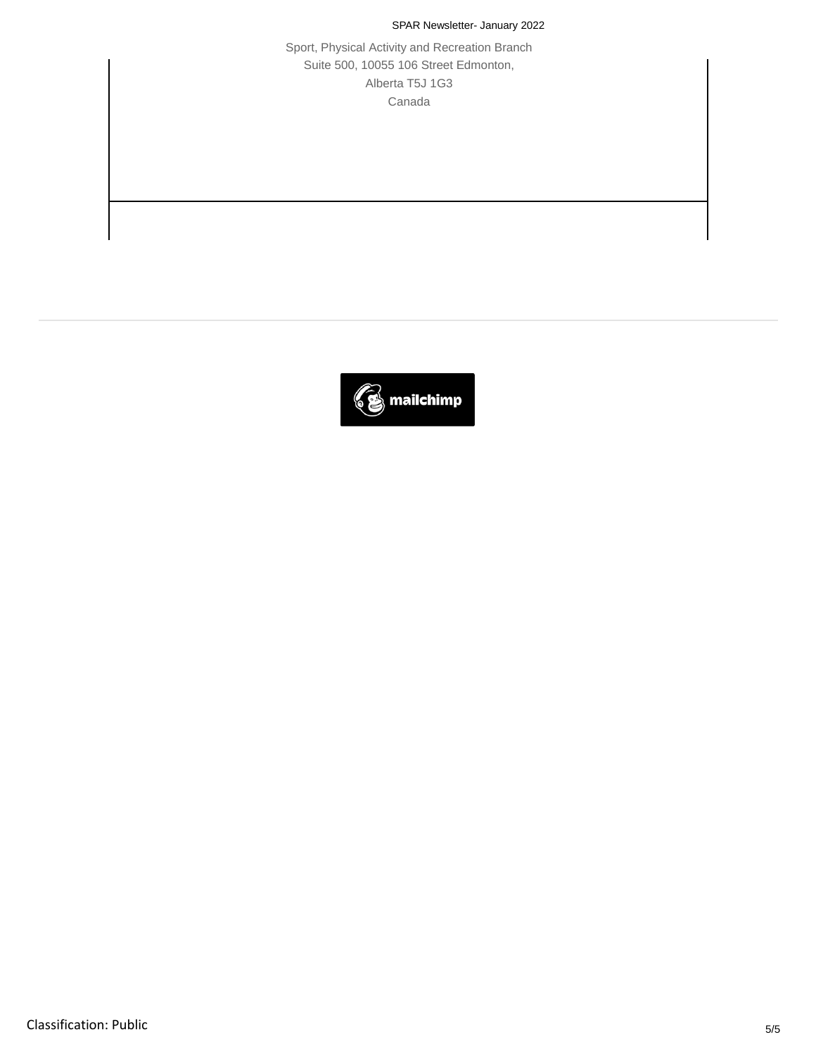Sport, Physical Activity and Recreation Branch
Suite 500, 10055 106 Street Edmonton,
Alberta T5J 1G3
Canada

Classification: Public